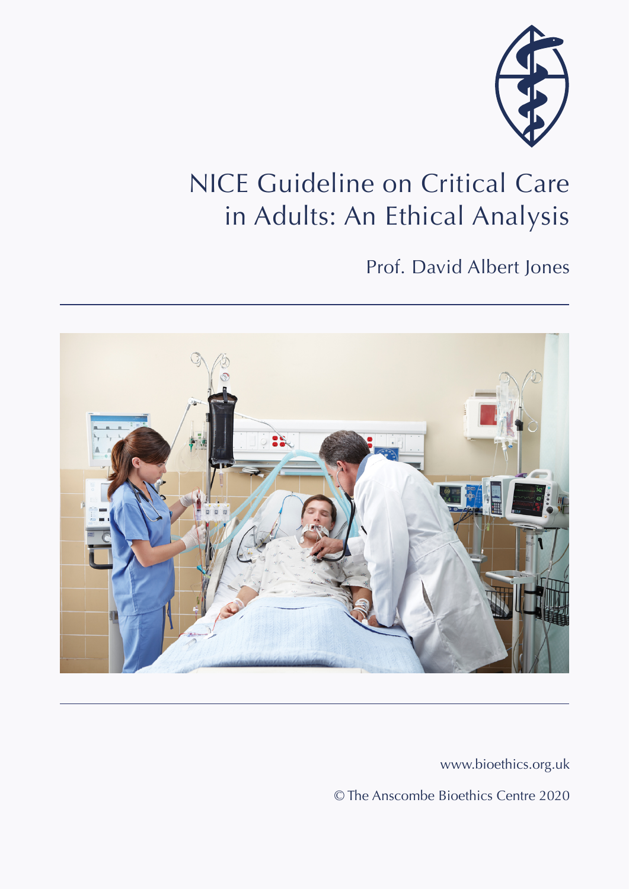# NICE Guideline on Critical Care in Adults: An Ethical Analysis

Prof. David Albert Jones

www.bioethics.org.uk

© The Anscombe Bioethics Centre 2020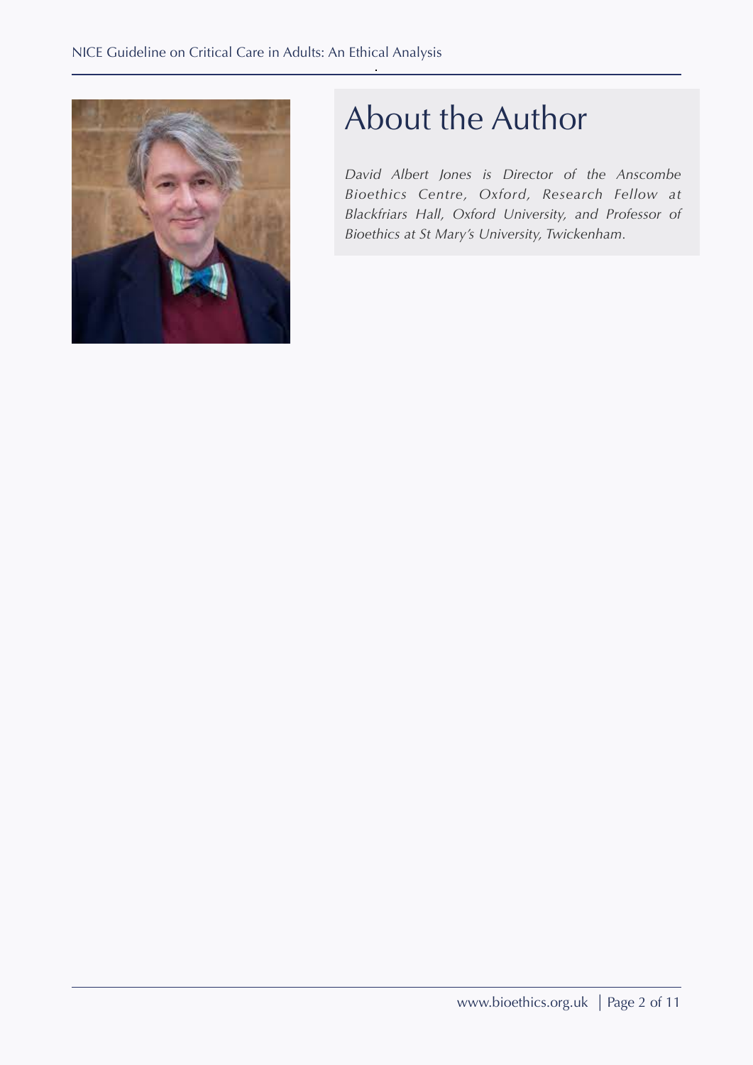# About the Author

*David Albert Jones is Director of the Anscombe Bioethics Centre, Oxford, Research Fellow at Blackfriars Hall, Oxford University, and Professor of Bioethics at St Mary's University, Twickenham.*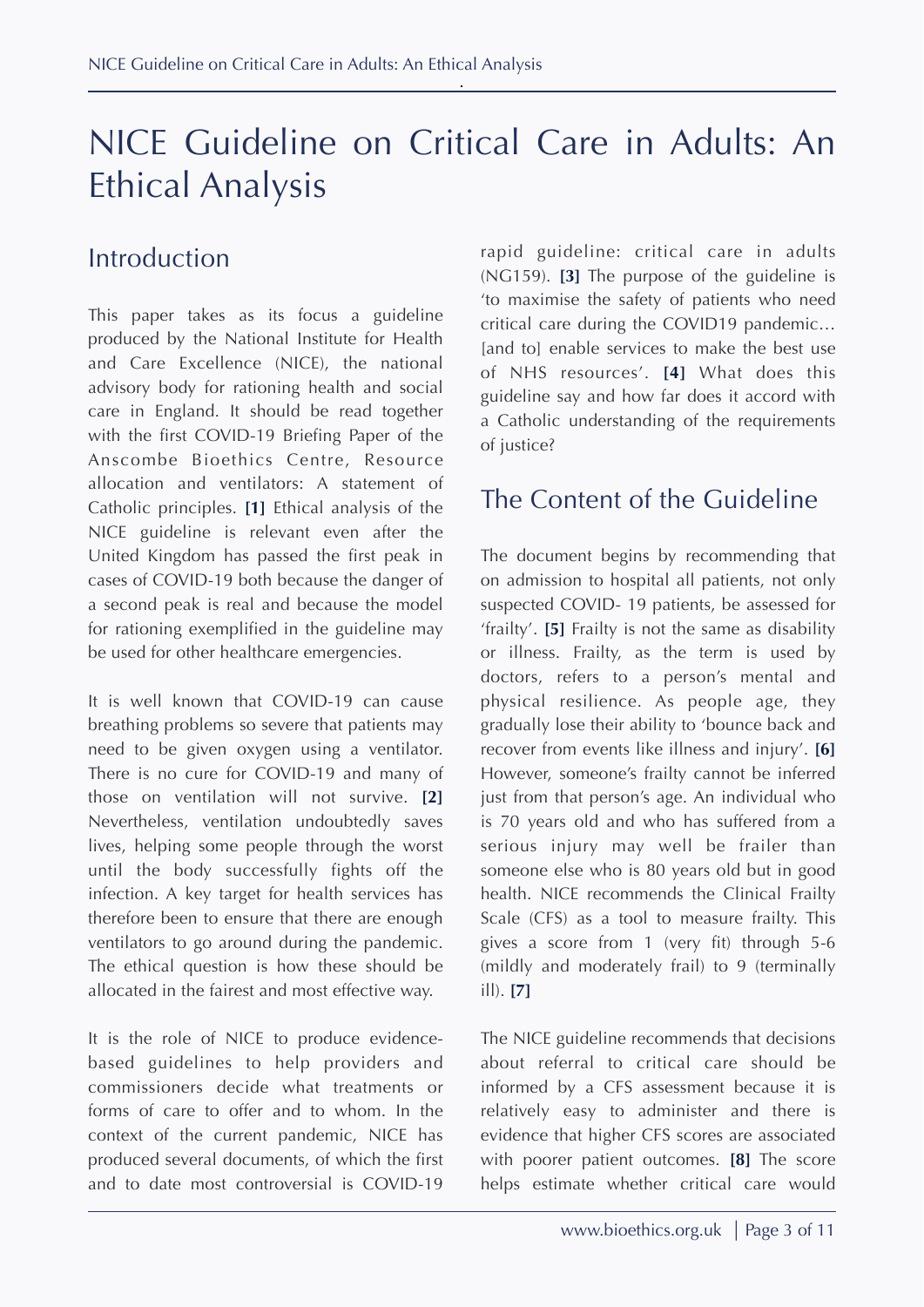# NICE Guideline on Critical Care in Adults: An Ethical Analysis

## Introduction

This paper takes as its focus a guideline produced by the National Institute for Health and Care Excellence (NICE), the national advisory body for rationing health and social care in England. It should be read together with the first COVID-19 Briefing Paper of the Anscombe Bioethics Centre, Resource allocation and ventilators: A statement of Catholic principles. **[1]** Ethical analysis of the NICE guideline is relevant even after the United Kingdom has passed the first peak in cases of COVID-19 both because the danger of a second peak is real and because the model for rationing exemplified in the guideline may be used for other healthcare emergencies.

It is well known that COVID-19 can cause breathing problems so severe that patients may need to be given oxygen using a ventilator. There is no cure for COVID-19 and many of those on ventilation will not survive. **[2]** Nevertheless, ventilation undoubtedly saves lives, helping some people through the worst until the body successfully fights off the infection. A key target for health services has therefore been to ensure that there are enough ventilators to go around during the pandemic. The ethical question is how these should be allocated in the fairest and most effective way.

It is the role of NICE to produce evidence-based guidelines to help providers and commissioners decide what treatments or forms of care to offer and to whom. In the context of the current pandemic, NICE has produced several documents, of which the first and to date most controversial is COVID-19 rapid guideline: critical care in adults (NG159). **[3]** The purpose of the guideline is 'to maximise the safety of patients who need critical care during the COVID19 pandemic… [and to] enable services to make the best use of NHS resources'. **[4]** What does this guideline say and how far does it accord with a Catholic understanding of the requirements of justice?

## The Content of the Guideline

The document begins by recommending that on admission to hospital all patients, not only suspected COVID- 19 patients, be assessed for 'frailty'. **[5]** Frailty is not the same as disability or illness. Frailty, as the term is used by doctors, refers to a person's mental and physical resilience. As people age, they gradually lose their ability to 'bounce back and recover from events like illness and injury'. **[6]** However, someone's frailty cannot be inferred just from that person's age. An individual who is 70 years old and who has suffered from a serious injury may well be frailer than someone else who is 80 years old but in good health. NICE recommends the Clinical Frailty Scale (CFS) as a tool to measure frailty. This gives a score from 1 (very fit) through 5-6 (mildly and moderately frail) to 9 (terminally ill). **[7]**

The NICE guideline recommends that decisions about referral to critical care should be informed by a CFS assessment because it is relatively easy to administer and there is evidence that higher CFS scores are associated with poorer patient outcomes. **[8]** The score helps estimate whether critical care would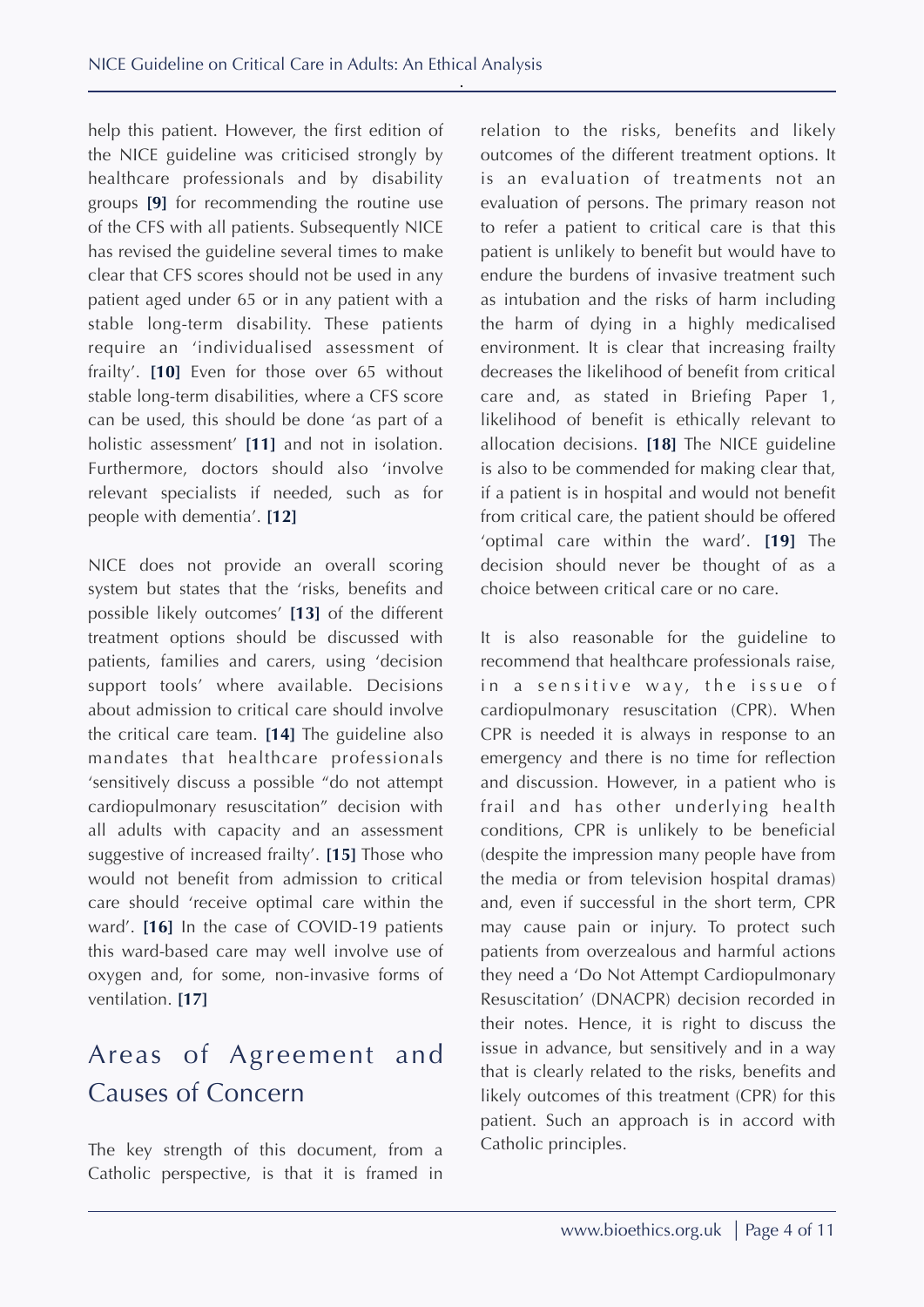help this patient. However, the first edition of the NICE guideline was criticised strongly by healthcare professionals and by disability groups **[9]** for recommending the routine use of the CFS with all patients. Subsequently NICE has revised the guideline several times to make clear that CFS scores should not be used in any patient aged under 65 or in any patient with a stable long-term disability. These patients require an 'individualised assessment of frailty'. **[10]** Even for those over 65 without stable long-term disabilities, where a CFS score can be used, this should be done 'as part of a holistic assessment' **[11]** and not in isolation. Furthermore, doctors should also 'involve relevant specialists if needed, such as for people with dementia'. **[12]**

NICE does not provide an overall scoring system but states that the 'risks, benefits and possible likely outcomes' **[13]** of the different treatment options should be discussed with patients, families and carers, using 'decision support tools' where available. Decisions about admission to critical care should involve the critical care team. **[14]** The guideline also mandates that healthcare professionals 'sensitively discuss a possible "do not attempt cardiopulmonary resuscitation" decision with all adults with capacity and an assessment suggestive of increased frailty'. **[15]** Those who would not benefit from admission to critical care should 'receive optimal care within the ward'. **[16]** In the case of COVID-19 patients this ward-based care may well involve use of oxygen and, for some, non-invasive forms of ventilation. **[17]**

## Areas of Agreement and Causes of Concern

The key strength of this document, from a Catholic perspective, is that it is framed in relation to the risks, benefits and likely outcomes of the different treatment options. It is an evaluation of treatments not an evaluation of persons. The primary reason not to refer a patient to critical care is that this patient is unlikely to benefit but would have to endure the burdens of invasive treatment such as intubation and the risks of harm including the harm of dying in a highly medicalised environment. It is clear that increasing frailty decreases the likelihood of benefit from critical care and, as stated in Briefing Paper 1, likelihood of benefit is ethically relevant to allocation decisions. **[18]** The NICE guideline is also to be commended for making clear that, if a patient is in hospital and would not benefit from critical care, the patient should be offered 'optimal care within the ward'. **[19]** The decision should never be thought of as a choice between critical care or no care.

It is also reasonable for the guideline to recommend that healthcare professionals raise, in a sensitive way, the issue of cardiopulmonary resuscitation (CPR). When CPR is needed it is always in response to an emergency and there is no time for reflection and discussion. However, in a patient who is frail and has other underlying health conditions, CPR is unlikely to be beneficial (despite the impression many people have from the media or from television hospital dramas) and, even if successful in the short term, CPR may cause pain or injury. To protect such patients from overzealous and harmful actions they need a 'Do Not Attempt Cardiopulmonary Resuscitation' (DNACPR) decision recorded in their notes. Hence, it is right to discuss the issue in advance, but sensitively and in a way that is clearly related to the risks, benefits and likely outcomes of this treatment (CPR) for this patient. Such an approach is in accord with Catholic principles.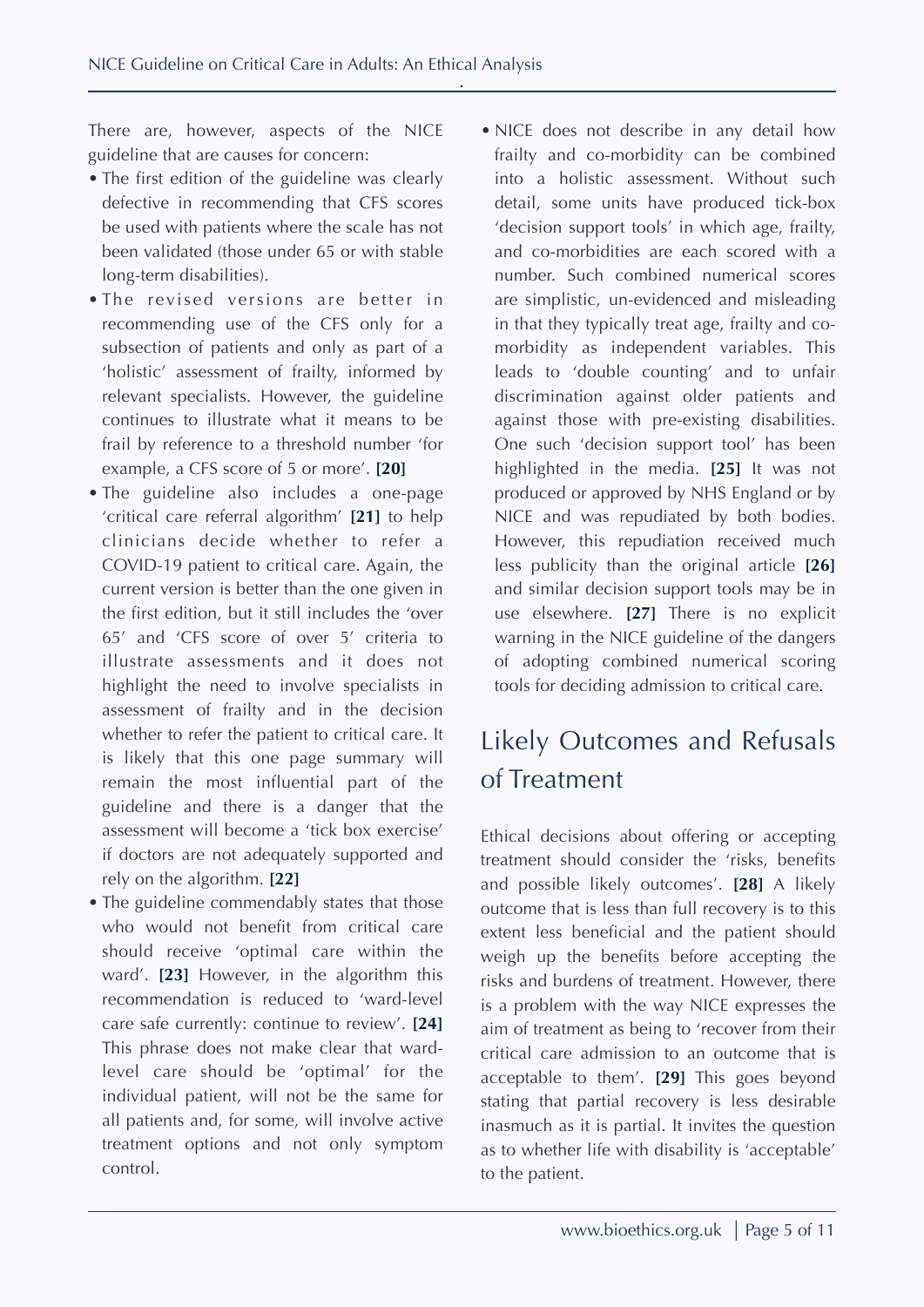There are, however, aspects of the NICE guideline that are causes for concern:

- The first edition of the guideline was clearly defective in recommending that CFS scores be used with patients where the scale has not been validated (those under 65 or with stable long-term disabilities).
- The revised versions are better in recommending use of the CFS only for a subsection of patients and only as part of a 'holistic' assessment of frailty, informed by relevant specialists. However, the guideline continues to illustrate what it means to be frail by reference to a threshold number 'for example, a CFS score of 5 or more'. **[20]**
- The guideline also includes a one-page 'critical care referral algorithm' **[21]** to help clinicians decide whether to refer a COVID-19 patient to critical care. Again, the current version is better than the one given in the first edition, but it still includes the 'over 65' and 'CFS score of over 5' criteria to illustrate assessments and it does not highlight the need to involve specialists in assessment of frailty and in the decision whether to refer the patient to critical care. It is likely that this one page summary will remain the most influential part of the guideline and there is a danger that the assessment will become a 'tick box exercise' if doctors are not adequately supported and rely on the algorithm. **[22]**
- The guideline commendably states that those who would not benefit from critical care should receive 'optimal care within the ward'. **[23]** However, in the algorithm this recommendation is reduced to 'ward-level care safe currently: continue to review'. **[24]** This phrase does not make clear that ward-level care should be 'optimal' for the individual patient, will not be the same for all patients and, for some, will involve active treatment options and not only symptom control.
- NICE does not describe in any detail how frailty and co-morbidity can be combined into a holistic assessment. Without such detail, some units have produced tick-box 'decision support tools' in which age, frailty, and co-morbidities are each scored with a number. Such combined numerical scores are simplistic, un-evidenced and misleading in that they typically treat age, frailty and co-morbidity as independent variables. This leads to 'double counting' and to unfair discrimination against older patients and against those with pre-existing disabilities. One such 'decision support tool' has been highlighted in the media. **[25]** It was not produced or approved by NHS England or by NICE and was repudiated by both bodies. However, this repudiation received much less publicity than the original article **[26]** and similar decision support tools may be in use elsewhere. **[27]** There is no explicit warning in the NICE guideline of the dangers of adopting combined numerical scoring tools for deciding admission to critical care.

## Likely Outcomes and Refusals of Treatment

Ethical decisions about offering or accepting treatment should consider the 'risks, benefits and possible likely outcomes'. **[28]** A likely outcome that is less than full recovery is to this extent less beneficial and the patient should weigh up the benefits before accepting the risks and burdens of treatment. However, there is a problem with the way NICE expresses the aim of treatment as being to 'recover from their critical care admission to an outcome that is acceptable to them'. **[29]** This goes beyond stating that partial recovery is less desirable inasmuch as it is partial. It invites the question as to whether life with disability is 'acceptable' to the patient.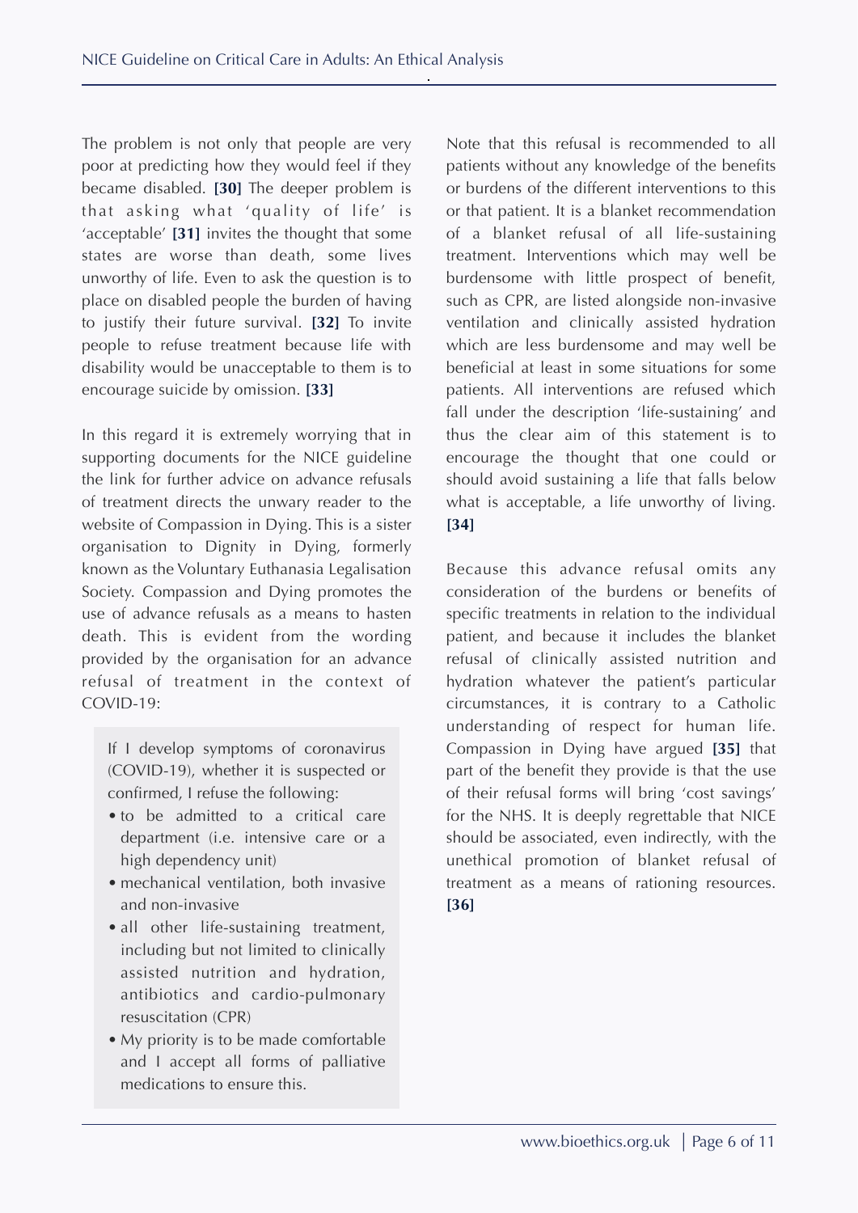The problem is not only that people are very poor at predicting how they would feel if they became disabled. **[30]** The deeper problem is that asking what 'quality of life' is 'acceptable' **[31]** invites the thought that some states are worse than death, some lives unworthy of life. Even to ask the question is to place on disabled people the burden of having to justify their future survival. **[32]** To invite people to refuse treatment because life with disability would be unacceptable to them is to encourage suicide by omission. **[33]**

In this regard it is extremely worrying that in supporting documents for the NICE guideline the link for further advice on advance refusals of treatment directs the unwary reader to the website of Compassion in Dying. This is a sister organisation to Dignity in Dying, formerly known as the Voluntary Euthanasia Legalisation Society. Compassion and Dying promotes the use of advance refusals as a means to hasten death. This is evident from the wording provided by the organisation for an advance refusal of treatment in the context of COVID-19:

> If I develop symptoms of coronavirus (COVID-19), whether it is suspected or confirmed, I refuse the following:
>
> - to be admitted to a critical care department (i.e. intensive care or a high dependency unit)
> - mechanical ventilation, both invasive and non-invasive
> - all other life-sustaining treatment, including but not limited to clinically assisted nutrition and hydration, antibiotics and cardio-pulmonary resuscitation (CPR)
> - My priority is to be made comfortable and I accept all forms of palliative medications to ensure this.

Note that this refusal is recommended to all patients without any knowledge of the benefits or burdens of the different interventions to this or that patient. It is a blanket recommendation of a blanket refusal of all life-sustaining treatment. Interventions which may well be burdensome with little prospect of benefit, such as CPR, are listed alongside non-invasive ventilation and clinically assisted hydration which are less burdensome and may well be beneficial at least in some situations for some patients. All interventions are refused which fall under the description 'life-sustaining' and thus the clear aim of this statement is to encourage the thought that one could or should avoid sustaining a life that falls below what is acceptable, a life unworthy of living. **[34]**

Because this advance refusal omits any consideration of the burdens or benefits of specific treatments in relation to the individual patient, and because it includes the blanket refusal of clinically assisted nutrition and hydration whatever the patient's particular circumstances, it is contrary to a Catholic understanding of respect for human life. Compassion in Dying have argued **[35]** that part of the benefit they provide is that the use of their refusal forms will bring 'cost savings' for the NHS. It is deeply regrettable that NICE should be associated, even indirectly, with the unethical promotion of blanket refusal of treatment as a means of rationing resources. **[36]**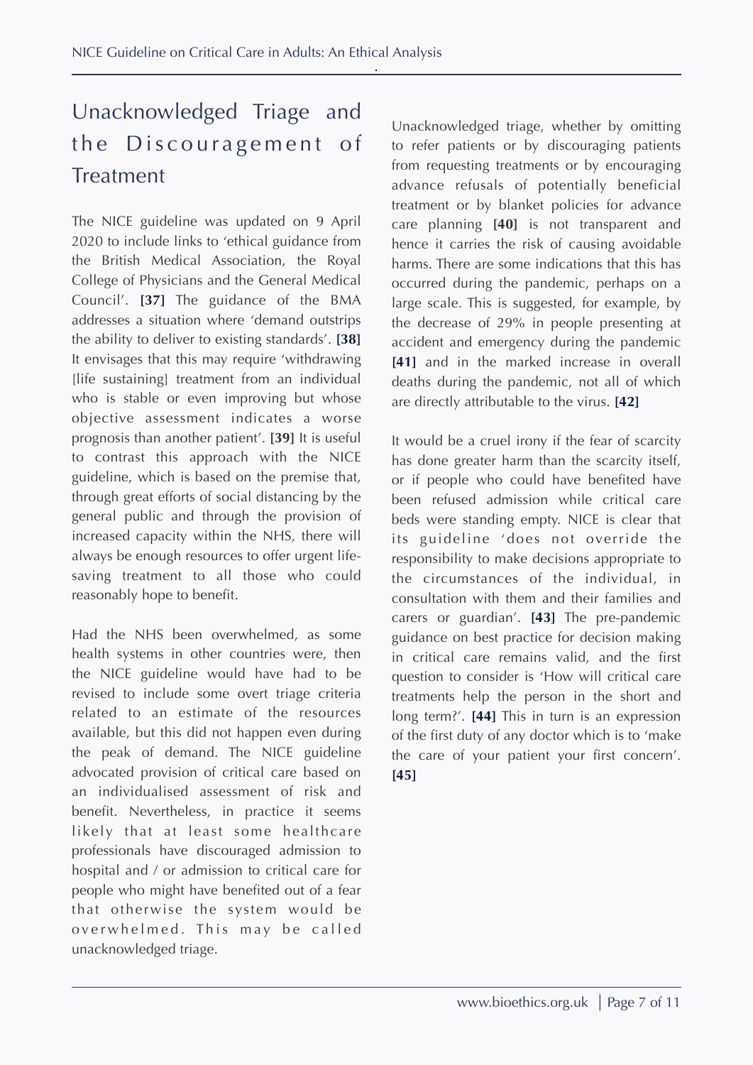## Unacknowledged Triage and the Discouragement of Treatment

The NICE guideline was updated on 9 April 2020 to include links to 'ethical guidance from the British Medical Association, the Royal College of Physicians and the General Medical Council'. **[37]** The guidance of the BMA addresses a situation where 'demand outstrips the ability to deliver to existing standards'. **[38]** It envisages that this may require 'withdrawing [life sustaining] treatment from an individual who is stable or even improving but whose objective assessment indicates a worse prognosis than another patient'. **[39]** It is useful to contrast this approach with the NICE guideline, which is based on the premise that, through great efforts of social distancing by the general public and through the provision of increased capacity within the NHS, there will always be enough resources to offer urgent life-saving treatment to all those who could reasonably hope to benefit.

Had the NHS been overwhelmed, as some health systems in other countries were, then the NICE guideline would have had to be revised to include some overt triage criteria related to an estimate of the resources available, but this did not happen even during the peak of demand. The NICE guideline advocated provision of critical care based on an individualised assessment of risk and benefit. Nevertheless, in practice it seems likely that at least some healthcare professionals have discouraged admission to hospital and / or admission to critical care for people who might have benefited out of a fear that otherwise the system would be overwhelmed. This may be called unacknowledged triage.

Unacknowledged triage, whether by omitting to refer patients or by discouraging patients from requesting treatments or by encouraging advance refusals of potentially beneficial treatment or by blanket policies for advance care planning **[40]** is not transparent and hence it carries the risk of causing avoidable harms. There are some indications that this has occurred during the pandemic, perhaps on a large scale. This is suggested, for example, by the decrease of 29% in people presenting at accident and emergency during the pandemic **[41]** and in the marked increase in overall deaths during the pandemic, not all of which are directly attributable to the virus. **[42]**

It would be a cruel irony if the fear of scarcity has done greater harm than the scarcity itself, or if people who could have benefited have been refused admission while critical care beds were standing empty. NICE is clear that its guideline 'does not override the responsibility to make decisions appropriate to the circumstances of the individual, in consultation with them and their families and carers or guardian'. **[43]** The pre-pandemic guidance on best practice for decision making in critical care remains valid, and the first question to consider is 'How will critical care treatments help the person in the short and long term?'. **[44]** This in turn is an expression of the first duty of any doctor which is to 'make the care of your patient your first concern'. **[45]**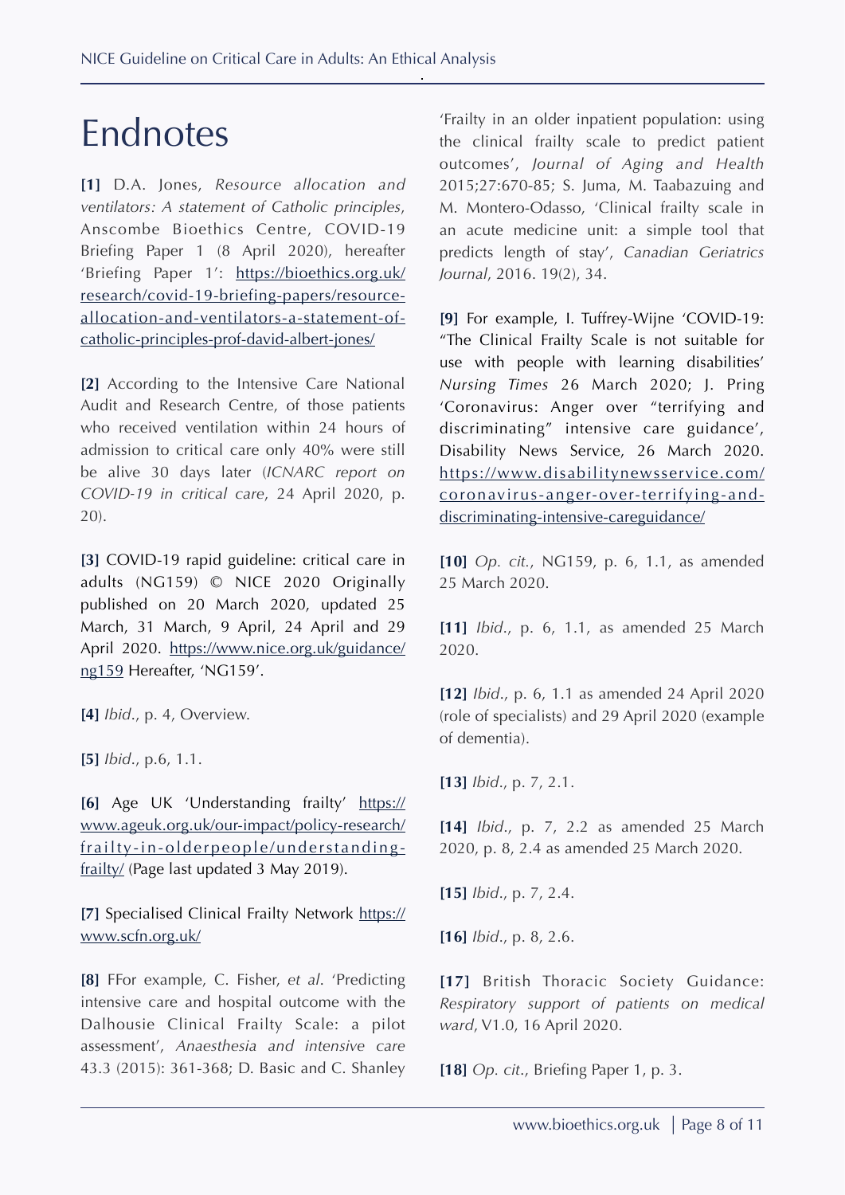# Endnotes

**[1]** D.A. Jones, *Resource allocation and ventilators: A statement of Catholic principles*, Anscombe Bioethics Centre, COVID-19 Briefing Paper 1 (8 April 2020), hereafter 'Briefing Paper 1': https://bioethics.org.uk/research/covid-19-briefing-papers/resource-allocation-and-ventilators-a-statement-of-catholic-principles-prof-david-albert-jones/

**[2]** According to the Intensive Care National Audit and Research Centre, of those patients who received ventilation within 24 hours of admission to critical care only 40% were still be alive 30 days later (*ICNARC report on COVID-19 in critical care*, 24 April 2020, p. 20).

**[3]** COVID-19 rapid guideline: critical care in adults (NG159) © NICE 2020 Originally published on 20 March 2020, updated 25 March, 31 March, 9 April, 24 April and 29 April 2020. https://www.nice.org.uk/guidance/ng159 Hereafter, 'NG159'.

**[4]** *Ibid*., p. 4, Overview.

**[5]** *Ibid*., p.6, 1.1.

**[6]** Age UK 'Understanding frailty' https://www.ageuk.org.uk/our-impact/policy-research/frailty-in-olderpeople/understanding-frailty/ (Page last updated 3 May 2019).

**[7]** Specialised Clinical Frailty Network https://www.scfn.org.uk/

**[8]** FFor example, C. Fisher, *et al*. 'Predicting intensive care and hospital outcome with the Dalhousie Clinical Frailty Scale: a pilot assessment', *Anaesthesia and intensive care* 43.3 (2015): 361-368; D. Basic and C. Shanley 'Frailty in an older inpatient population: using the clinical frailty scale to predict patient outcomes', *Journal of Aging and Health* 2015;27:670-85; S. Juma, M. Taabazuing and M. Montero-Odasso, 'Clinical frailty scale in an acute medicine unit: a simple tool that predicts length of stay', *Canadian Geriatrics Journal*, 2016. 19(2), 34.

**[9]** For example, I. Tuffrey-Wijne 'COVID-19: "The Clinical Frailty Scale is not suitable for use with people with learning disabilities' *Nursing Times* 26 March 2020; J. Pring 'Coronavirus: Anger over "terrifying and discriminating" intensive care guidance', Disability News Service, 26 March 2020. https://www.disabilitynewsservice.com/coronavirus-anger-over-terrifying-and-discriminating-intensive-careguidance/

**[10]** *Op. cit.*, NG159, p. 6, 1.1, as amended 25 March 2020.

**[11]** *Ibid*., p. 6, 1.1, as amended 25 March 2020.

**[12]** *Ibid*., p. 6, 1.1 as amended 24 April 2020 (role of specialists) and 29 April 2020 (example of dementia).

**[13]** *Ibid*., p. 7, 2.1.

**[14]** *Ibid*., p. 7, 2.2 as amended 25 March 2020, p. 8, 2.4 as amended 25 March 2020.

**[15]** *Ibid*., p. 7, 2.4.

**[16]** *Ibid*., p. 8, 2.6.

**[17]** British Thoracic Society Guidance: *Respiratory support of patients on medical ward*, V1.0, 16 April 2020.

**[18]** *Op. cit*., Briefing Paper 1, p. 3.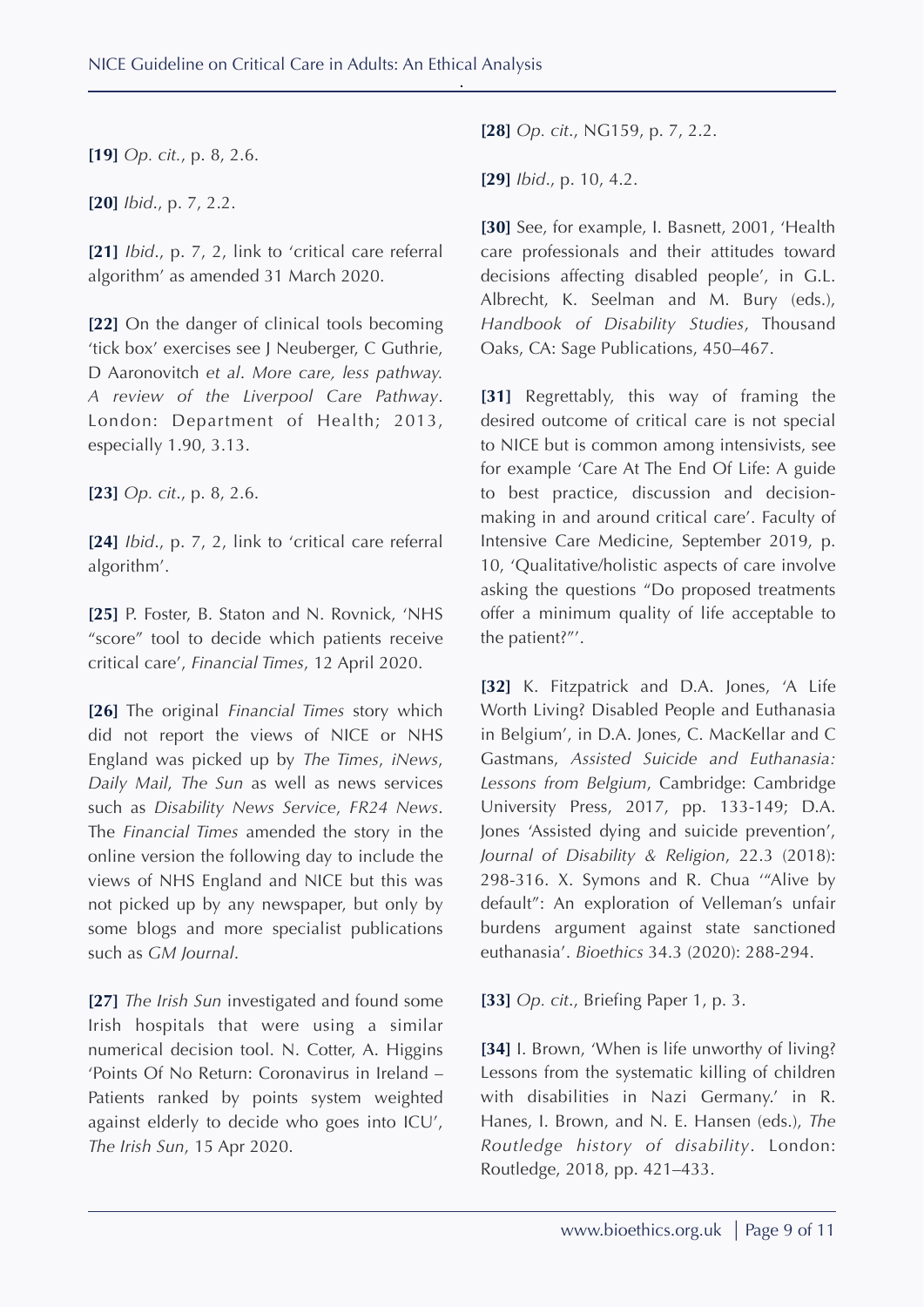**[19]** *Op. cit.*, p. 8, 2.6.

**[20]** *Ibid*., p. 7, 2.2.

**[21]** *Ibid*., p. 7, 2, link to 'critical care referral algorithm' as amended 31 March 2020.

**[22]** On the danger of clinical tools becoming 'tick box' exercises see J Neuberger, C Guthrie, D Aaronovitch *et al*. *More care, less pathway. A review of the Liverpool Care Pathway*. London: Department of Health; 2013, especially 1.90, 3.13.

**[23]** *Op. cit*., p. 8, 2.6.

**[24]** *Ibid*., p. 7, 2, link to 'critical care referral algorithm'.

**[25]** P. Foster, B. Staton and N. Rovnick, 'NHS "score" tool to decide which patients receive critical care', *Financial Times*, 12 April 2020.

**[26]** The original *Financial Times* story which did not report the views of NICE or NHS England was picked up by *The Times*, *iNews*, *Daily Mail*, *The Sun* as well as news services such as *Disability News Service*, *FR24 News*. The *Financial Times* amended the story in the online version the following day to include the views of NHS England and NICE but this was not picked up by any newspaper, but only by some blogs and more specialist publications such as *GM Journal*.

**[27]** *The Irish Sun* investigated and found some Irish hospitals that were using a similar numerical decision tool. N. Cotter, A. Higgins 'Points Of No Return: Coronavirus in Ireland – Patients ranked by points system weighted against elderly to decide who goes into ICU', *The Irish Sun*, 15 Apr 2020.

**[28]** *Op. cit*., NG159, p. 7, 2.2.

**[29]** *Ibid*., p. 10, 4.2.

**[30]** See, for example, I. Basnett, 2001, 'Health care professionals and their attitudes toward decisions affecting disabled people', in G.L. Albrecht, K. Seelman and M. Bury (eds.), *Handbook of Disability Studies*, Thousand Oaks, CA: Sage Publications, 450–467.

**[31]** Regrettably, this way of framing the desired outcome of critical care is not special to NICE but is common among intensivists, see for example 'Care At The End Of Life: A guide to best practice, discussion and decision-making in and around critical care'. Faculty of Intensive Care Medicine, September 2019, p. 10, 'Qualitative/holistic aspects of care involve asking the questions "Do proposed treatments offer a minimum quality of life acceptable to the patient?"'.

**[32]** K. Fitzpatrick and D.A. Jones, 'A Life Worth Living? Disabled People and Euthanasia in Belgium', in D.A. Jones, C. MacKellar and C Gastmans, *Assisted Suicide and Euthanasia: Lessons from Belgium*, Cambridge: Cambridge University Press, 2017, pp. 133-149; D.A. Jones 'Assisted dying and suicide prevention', *Journal of Disability & Religion*, 22.3 (2018): 298-316. X. Symons and R. Chua '"Alive by default": An exploration of Velleman's unfair burdens argument against state sanctioned euthanasia'. *Bioethics* 34.3 (2020): 288-294.

**[33]** *Op. cit*., Briefing Paper 1, p. 3.

**[34]** I. Brown, 'When is life unworthy of living? Lessons from the systematic killing of children with disabilities in Nazi Germany.' in R. Hanes, I. Brown, and N. E. Hansen (eds.), *The Routledge history of disability*. London: Routledge, 2018, pp. 421–433.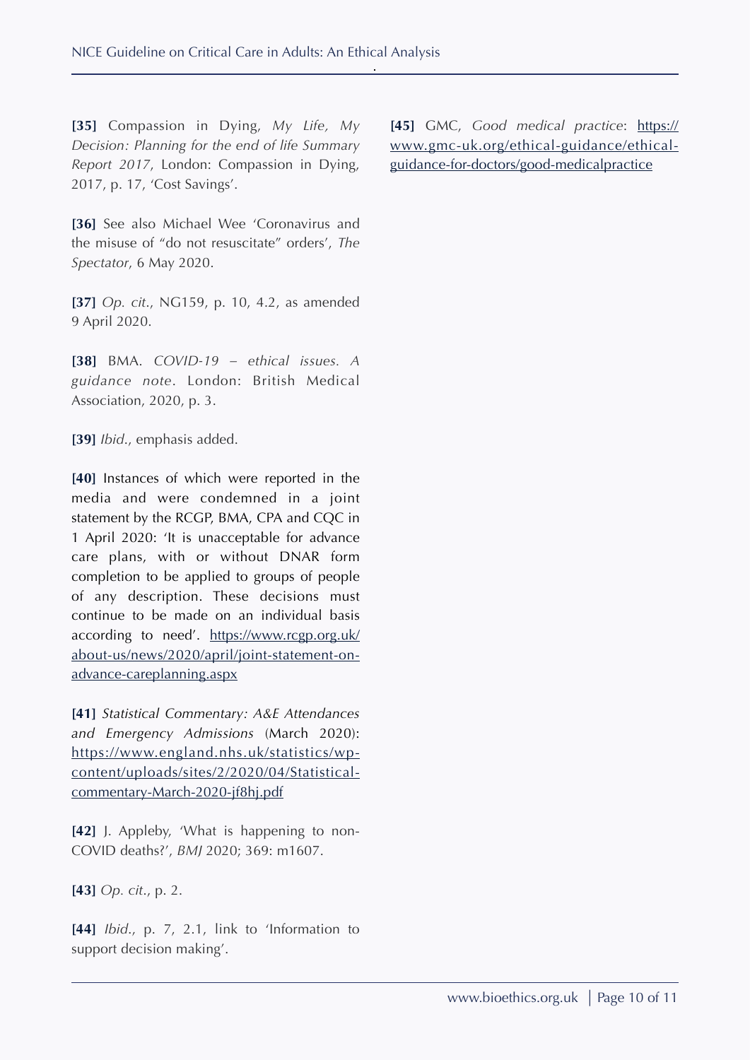**[35]** Compassion in Dying, *My Life, My Decision: Planning for the end of life Summary Report 2017*, London: Compassion in Dying, 2017, p. 17, 'Cost Savings'.

**[36]** See also Michael Wee 'Coronavirus and the misuse of "do not resuscitate" orders', *The Spectator*, 6 May 2020.

**[37]** *Op. cit.*, NG159, p. 10, 4.2, as amended 9 April 2020.

**[38]** BMA. *COVID-19 – ethical issues. A guidance note*. London: British Medical Association, 2020, p. 3.

**[39]** *Ibid.*, emphasis added.

**[40]** Instances of which were reported in the media and were condemned in a joint statement by the RCGP, BMA, CPA and CQC in 1 April 2020: 'It is unacceptable for advance care plans, with or without DNAR form completion to be applied to groups of people of any description. These decisions must continue to be made on an individual basis according to need'. https://www.rcgp.org.uk/about-us/news/2020/april/joint-statement-on-advance-careplanning.aspx

**[41]** *Statistical Commentary: A&E Attendances and Emergency Admissions* (March 2020): https://www.england.nhs.uk/statistics/wp-content/uploads/sites/2/2020/04/Statistical-commentary-March-2020-jf8hj.pdf

**[42]** J. Appleby, 'What is happening to non-COVID deaths?', *BMJ* 2020; 369: m1607.

**[43]** *Op. cit.*, p. 2.

**[44]** *Ibid.*, p. 7, 2.1, link to 'Information to support decision making'.

**[45]** GMC, *Good medical practice*: https://www.gmc-uk.org/ethical-guidance/ethical-guidance-for-doctors/good-medicalpractice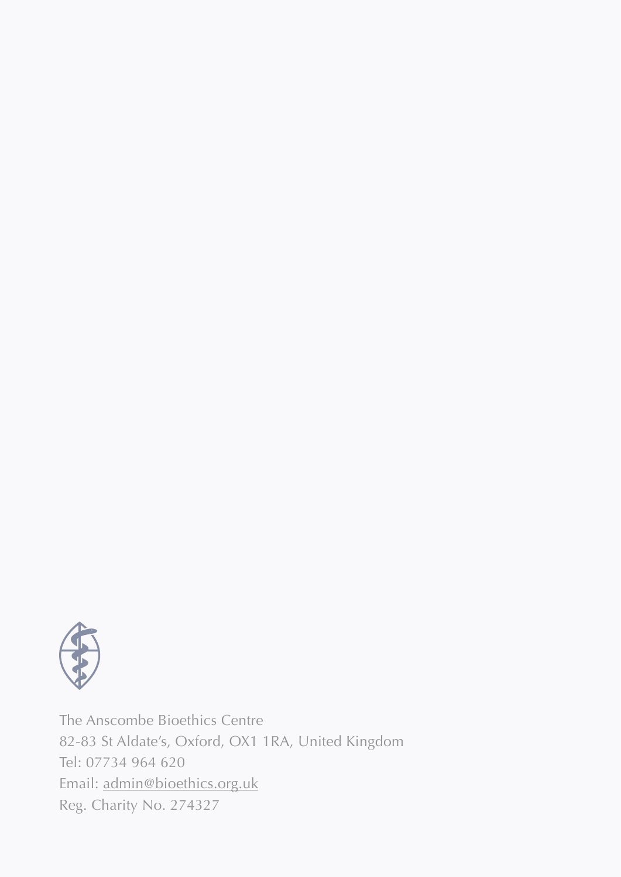The Anscombe Bioethics Centre
82-83 St Aldate's, Oxford, OX1 1RA, United Kingdom
Tel: 07734 964 620
Email: admin@bioethics.org.uk
Reg. Charity No. 274327